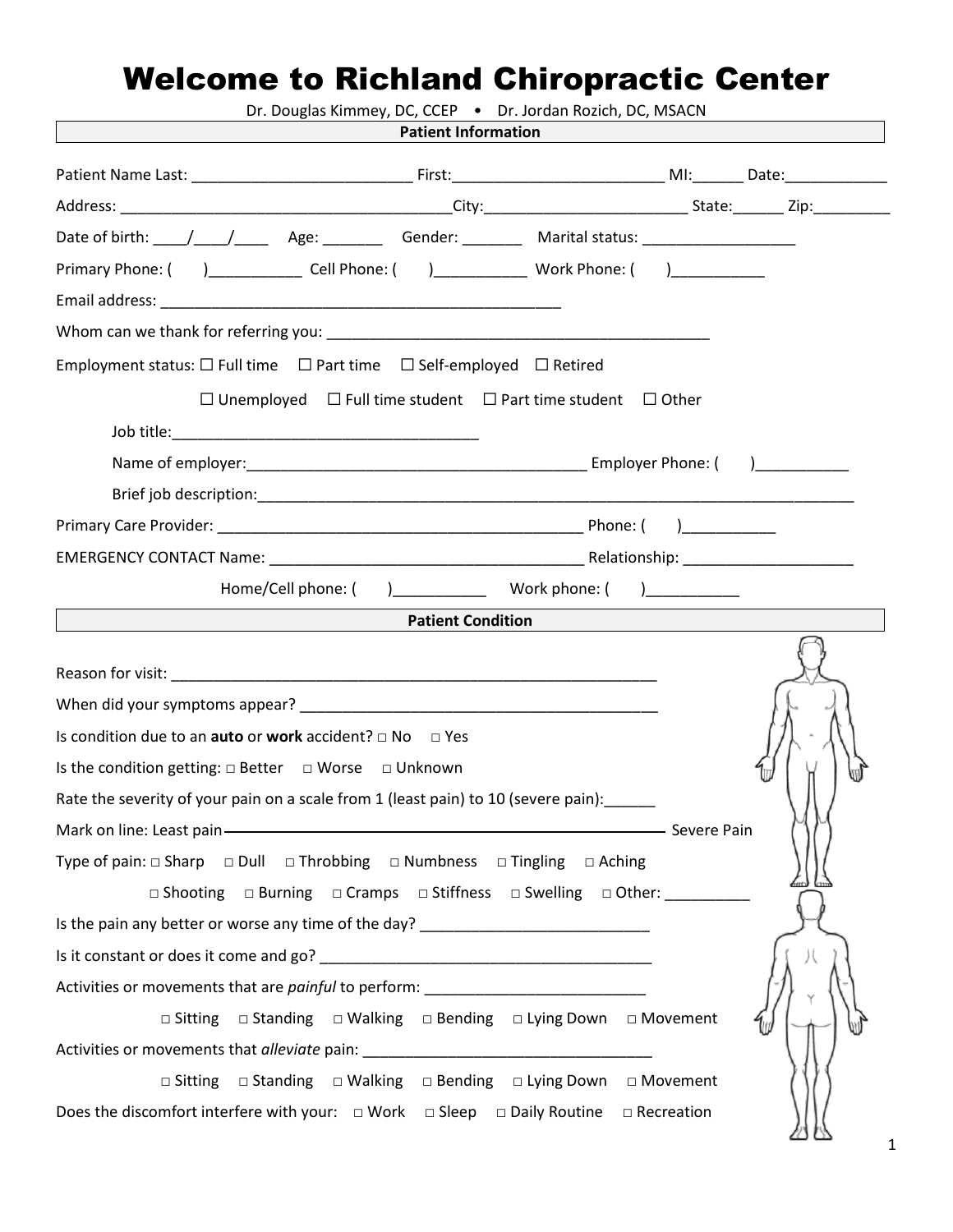# Welcome to Richland Chiropractic Center

Dr. Douglas Kimmey, DC, CCEP • Dr. Jordan Rozich, DC, MSACN

## Patient Information

Patient Name Last: __________________________ First:_________________________ MI:______ Date:____________

Address: ________________________________________City:________________________ State:______ Zip:_________

Date of birth: ____/____/____ Age: _______ Gender: _______ Marital status: __________________

Primary Phone: ( )___________ Cell Phone: ( )___________ Work Phone: ( )___________

Email address: _________________________________________________

Whom can we thank for referring you: ______________________________________________

Employment status: ☐ Full time ☐ Part time ☐ Self-employed ☐ Retired

☐ Unemployed ☐ Full time student ☐ Part time student ☐ Other

Job title:____________________________________

Name of employer:_________________________________________ Employer Phone: ( )___________

Brief job description:___________________________________________________________________________

Primary Care Provider: ____________________________________________ Phone: ( )___________

EMERGENCY CONTACT Name: ______________________________________ Relationship: ____________________

Home/Cell phone: ( )___________ Work phone: ( )___________

## Patient Condition

Reason for visit: ____________________________________________________________

When did your symptoms appear? ____________________________________________

Is condition due to an **auto** or **work** accident? □ No □ Yes

Is the condition getting: □ Better □ Worse □ Unknown

Rate the severity of your pain on a scale from 1 (least pain) to 10 (severe pain):______

Mark on line: Least pain ———————————————————————————— Severe Pain

Type of pain: □ Sharp □ Dull □ Throbbing □ Numbness □ Tingling □ Aching

□ Shooting □ Burning □ Cramps □ Stiffness □ Swelling □ Other: __________

Is the pain any better or worse any time of the day? ___________________________

Is it constant or does it come and go? ________________________________________

Activities or movements that are *painful* to perform: __________________________

□ Sitting □ Standing □ Walking □ Bending □ Lying Down □ Movement

Activities or movements that *alleviate* pain: ___________________________________

□ Sitting □ Standing □ Walking □ Bending □ Lying Down □ Movement

Does the discomfort interfere with your: □ Work □ Sleep □ Daily Routine □ Recreation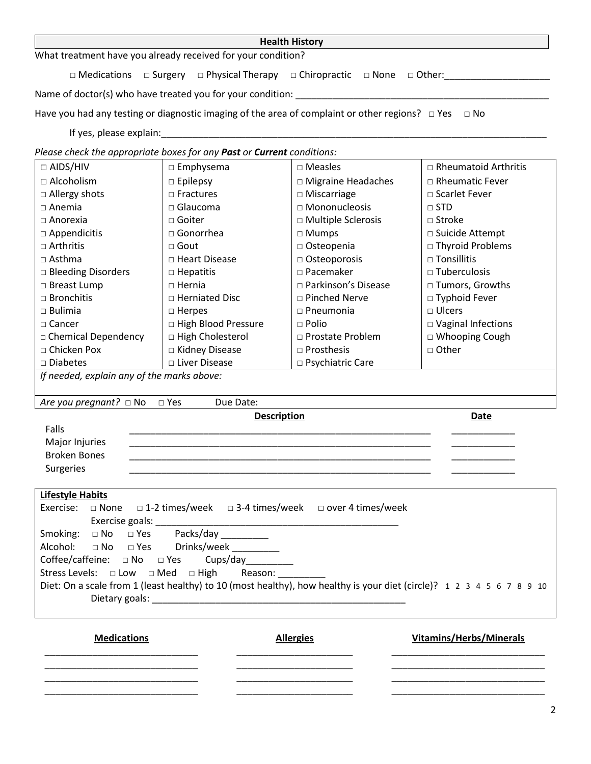## Health History

What treatment have you already received for your condition?

□ Medications □ Surgery □ Physical Therapy □ Chiropractic □ None □ Other:____________________

Name of doctor(s) who have treated you for your condition: __________________________________________________

Have you had any testing or diagnostic imaging of the area of complaint or other regions? □ Yes □ No

If yes, please explain:______________________________________________________________________________

*Please check the appropriate boxes for any **Past** or **Current** conditions:*

| | | | |
|---|---|---|---|
| □ AIDS/HIV | □ Emphysema | □ Measles | □ Rheumatoid Arthritis |
| □ Alcoholism | □ Epilepsy | □ Migraine Headaches | □ Rheumatic Fever |
| □ Allergy shots | □ Fractures | □ Miscarriage | □ Scarlet Fever |
| □ Anemia | □ Glaucoma | □ Mononucleosis | □ STD |
| □ Anorexia | □ Goiter | □ Multiple Sclerosis | □ Stroke |
| □ Appendicitis | □ Gonorrhea | □ Mumps | □ Suicide Attempt |
| □ Arthritis | □ Gout | □ Osteopenia | □ Thyroid Problems |
| □ Asthma | □ Heart Disease | □ Osteoporosis | □ Tonsillitis |
| □ Bleeding Disorders | □ Hepatitis | □ Pacemaker | □ Tuberculosis |
| □ Breast Lump | □ Hernia | □ Parkinson's Disease | □ Tumors, Growths |
| □ Bronchitis | □ Herniated Disc | □ Pinched Nerve | □ Typhoid Fever |
| □ Bulimia | □ Herpes | □ Pneumonia | □ Ulcers |
| □ Cancer | □ High Blood Pressure | □ Polio | □ Vaginal Infections |
| □ Chemical Dependency | □ High Cholesterol | □ Prostate Problem | □ Whooping Cough |
| □ Chicken Pox | □ Kidney Disease | □ Prosthesis | □ Other |
| □ Diabetes | □ Liver Disease | □ Psychiatric Care | |

*If needed, explain any of the marks above:*

*Are you pregnant?* □ No □ Yes Due Date:

| | Description | Date |
|---|---|---|
| Falls | ____________________________________________________________ | ____________ |
| Major Injuries | ____________________________________________________________ | ____________ |
| Broken Bones | ____________________________________________________________ | ____________ |
| Surgeries | ____________________________________________________________ | ____________ |

**Lifestyle Habits**

Exercise: □ None □ 1-2 times/week □ 3-4 times/week □ over 4 times/week

Exercise goals: ________________________________________________

Smoking: □ No □ Yes Packs/day _________

Alcohol: □ No □ Yes Drinks/week _________

Coffee/caffeine: □ No □ Yes Cups/day_________

Stress Levels: □ Low □ Med □ High Reason: _________

Diet: On a scale from 1 (least healthy) to 10 (most healthy), how healthy is your diet (circle)? 1 2 3 4 5 6 7 8 9 10

Dietary goals: ___________________________________________________

| Medications | Allergies | Vitamins/Herbs/Minerals |
|---|---|---|
| ______________________________ | ______________________ | ______________________________ |
| ______________________________ | ______________________ | ______________________________ |
| ______________________________ | ______________________ | ______________________________ |
| ______________________________ | ______________________ | ______________________________ |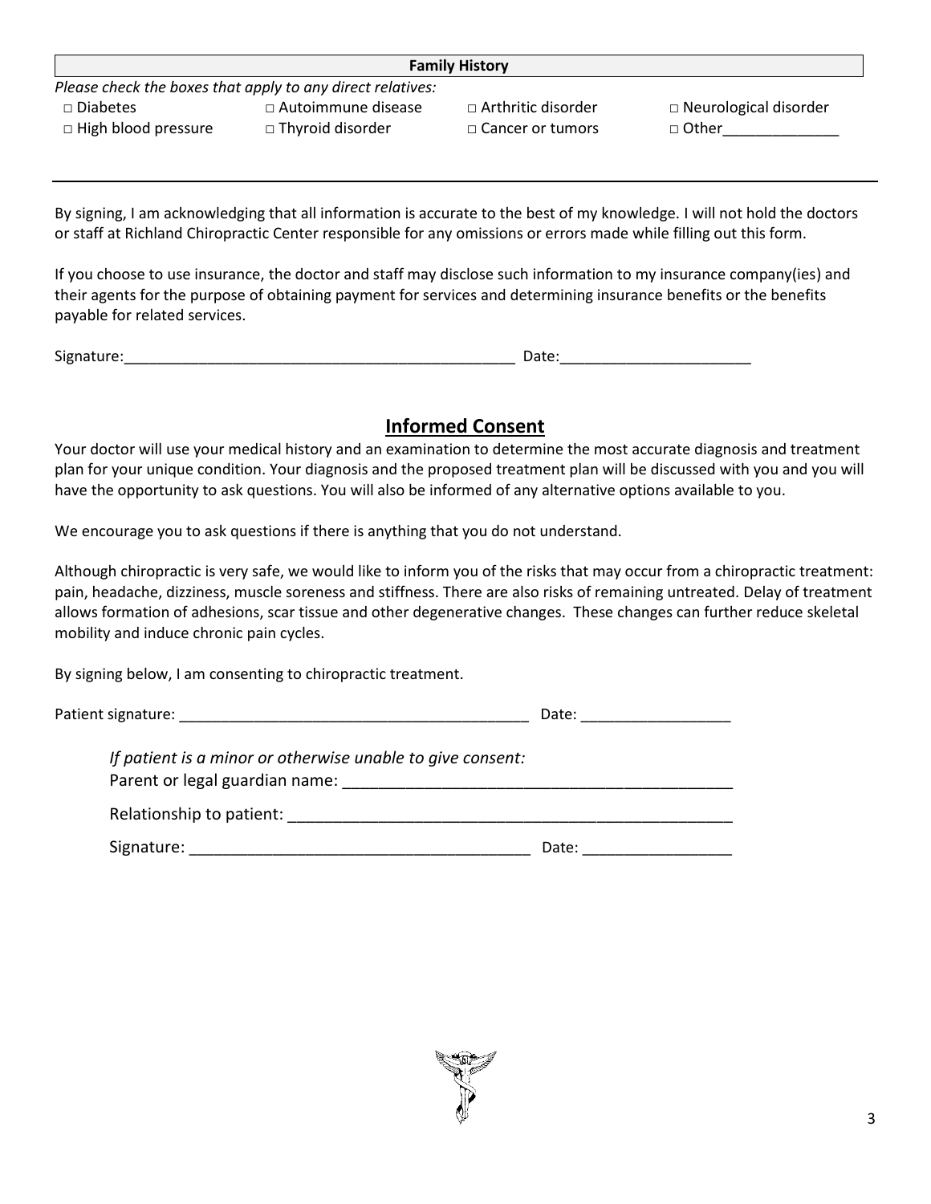**Family History**

*Please check the boxes that apply to any direct relatives:*

| | | | |
|---|---|---|---|
| □ Diabetes | □ Autoimmune disease | □ Arthritic disorder | □ Neurological disorder |
| □ High blood pressure | □ Thyroid disorder | □ Cancer or tumors | □ Other______________ |

---

By signing, I am acknowledging that all information is accurate to the best of my knowledge. I will not hold the doctors or staff at Richland Chiropractic Center responsible for any omissions or errors made while filling out this form.

If you choose to use insurance, the doctor and staff may disclose such information to my insurance company(ies) and their agents for the purpose of obtaining payment for services and determining insurance benefits or the benefits payable for related services.

Signature:_________________________________________________ Date:_______________________

## Informed Consent

Your doctor will use your medical history and an examination to determine the most accurate diagnosis and treatment plan for your unique condition. Your diagnosis and the proposed treatment plan will be discussed with you and you will have the opportunity to ask questions. You will also be informed of any alternative options available to you.

We encourage you to ask questions if there is anything that you do not understand.

Although chiropractic is very safe, we would like to inform you of the risks that may occur from a chiropractic treatment: pain, headache, dizziness, muscle soreness and stiffness. There are also risks of remaining untreated. Delay of treatment allows formation of adhesions, scar tissue and other degenerative changes. These changes can further reduce skeletal mobility and induce chronic pain cycles.

By signing below, I am consenting to chiropractic treatment.

Patient signature: ____________________________________________ Date: __________________

*If patient is a minor or otherwise unable to give consent:*

Parent or legal guardian name: ____________________________________________

Relationship to patient: ____________________________________________________

Signature: _______________________________________ Date: _________________